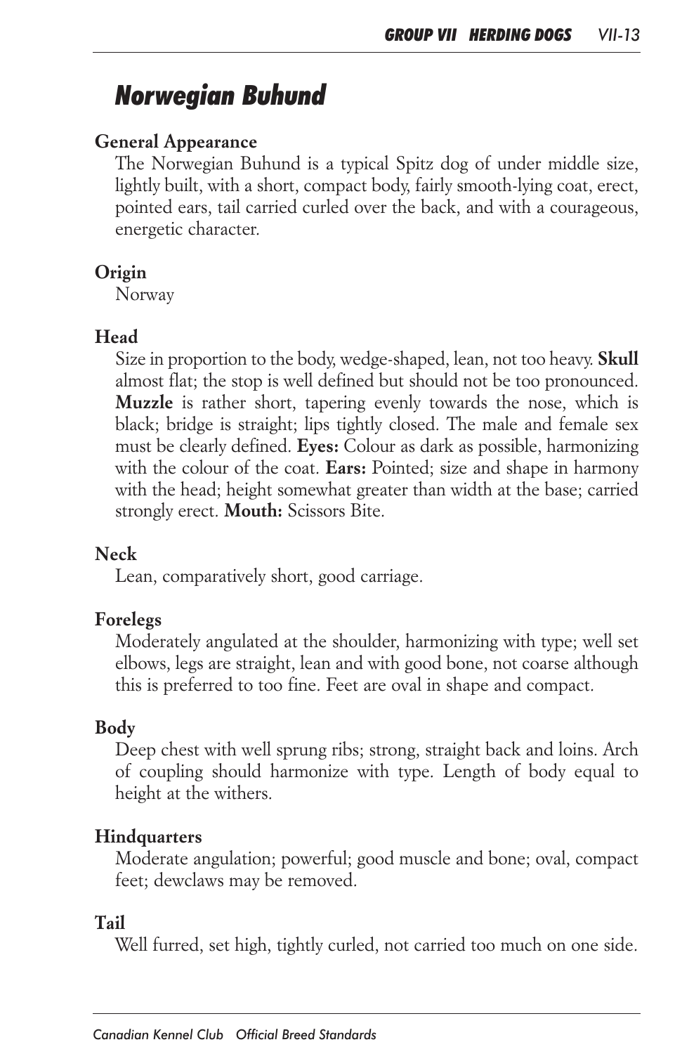# Norwegian Buhund

## General Appearance

The Norwegian Buhund is a typical Spitz dog of under middle size, lightly built, with a short, compact body, fairly smooth-lying coat, erect, pointed ears, tail carried curled over the back, and with a courageous, energetic character.

## Origin

Norway

## Head

Size in proportion to the body, wedge-shaped, lean, not too heavy. **Skull** almost flat; the stop is well defined but should not be too pronounced. **Muzzle** is rather short, tapering evenly towards the nose, which is black; bridge is straight; lips tightly closed. The male and female sex must be clearly defined. **Eyes:** Colour as dark as possible, harmonizing with the colour of the coat. **Ears:** Pointed; size and shape in harmony with the head; height somewhat greater than width at the base; carried strongly erect. **Mouth:** Scissors Bite.

## Neck

Lean, comparatively short, good carriage.

## Forelegs

Moderately angulated at the shoulder, harmonizing with type; well set elbows, legs are straight, lean and with good bone, not coarse although this is preferred to too fine. Feet are oval in shape and compact.

## Body

Deep chest with well sprung ribs; strong, straight back and loins. Arch of coupling should harmonize with type. Length of body equal to height at the withers.

## Hindquarters

Moderate angulation; powerful; good muscle and bone; oval, compact feet; dewclaws may be removed.

## Tail

Well furred, set high, tightly curled, not carried too much on one side.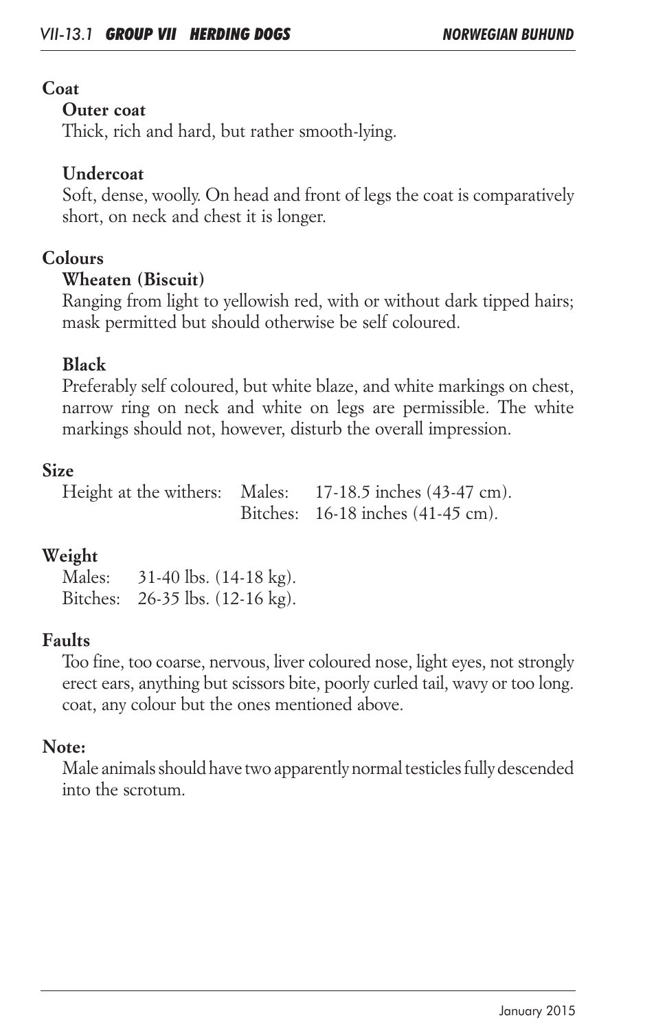## Coat

### Outer coat

Thick, rich and hard, but rather smooth-lying.

### Undercoat

Soft, dense, woolly. On head and front of legs the coat is comparatively short, on neck and chest it is longer.

## Colours

### Wheaten (Biscuit)

Ranging from light to yellowish red, with or without dark tipped hairs; mask permitted but should otherwise be self coloured.

### Black

Preferably self coloured, but white blaze, and white markings on chest, narrow ring on neck and white on legs are permissible. The white markings should not, however, disturb the overall impression.

## Size

| | | |
|---|---|---|
| Height at the withers: | Males: | 17-18.5 inches (43-47 cm). |
| | Bitches: | 16-18 inches (41-45 cm). |

## Weight

| | |
|---|---|
| Males: | 31-40 lbs. (14-18 kg). |
| Bitches: | 26-35 lbs. (12-16 kg). |

## Faults

Too fine, too coarse, nervous, liver coloured nose, light eyes, not strongly erect ears, anything but scissors bite, poorly curled tail, wavy or too long. coat, any colour but the ones mentioned above.

## Note:

Male animals should have two apparently normal testicles fully descended into the scrotum.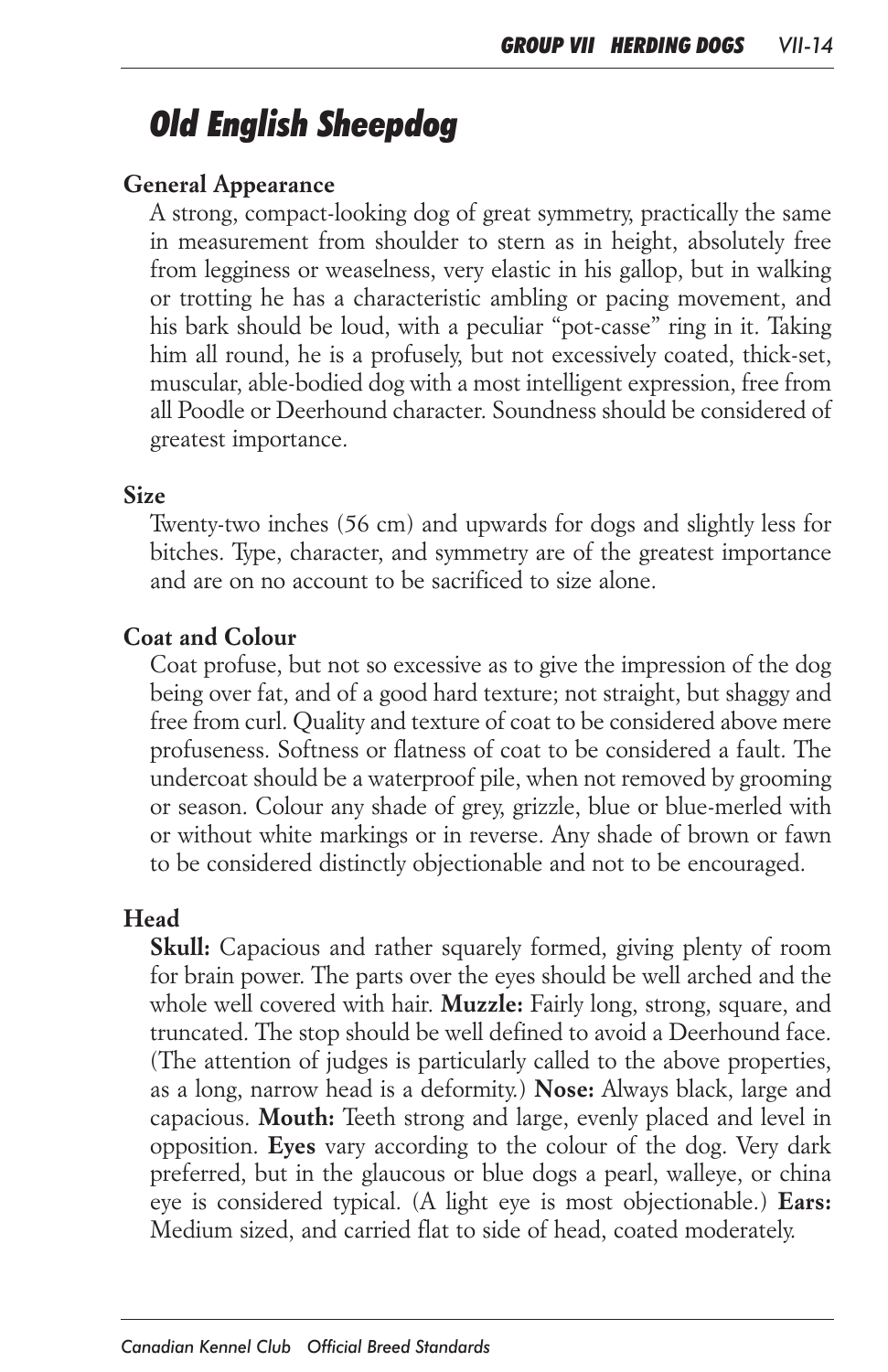# Old English Sheepdog

## General Appearance

A strong, compact-looking dog of great symmetry, practically the same in measurement from shoulder to stern as in height, absolutely free from legginess or weaselness, very elastic in his gallop, but in walking or trotting he has a characteristic ambling or pacing movement, and his bark should be loud, with a peculiar "pot-casse" ring in it. Taking him all round, he is a profusely, but not excessively coated, thick-set, muscular, able-bodied dog with a most intelligent expression, free from all Poodle or Deerhound character. Soundness should be considered of greatest importance.

## Size

Twenty-two inches (56 cm) and upwards for dogs and slightly less for bitches. Type, character, and symmetry are of the greatest importance and are on no account to be sacrificed to size alone.

## Coat and Colour

Coat profuse, but not so excessive as to give the impression of the dog being over fat, and of a good hard texture; not straight, but shaggy and free from curl. Quality and texture of coat to be considered above mere profuseness. Softness or flatness of coat to be considered a fault. The undercoat should be a waterproof pile, when not removed by grooming or season. Colour any shade of grey, grizzle, blue or blue-merled with or without white markings or in reverse. Any shade of brown or fawn to be considered distinctly objectionable and not to be encouraged.

## Head

**Skull:** Capacious and rather squarely formed, giving plenty of room for brain power. The parts over the eyes should be well arched and the whole well covered with hair. **Muzzle:** Fairly long, strong, square, and truncated. The stop should be well defined to avoid a Deerhound face. (The attention of judges is particularly called to the above properties, as a long, narrow head is a deformity.) **Nose:** Always black, large and capacious. **Mouth:** Teeth strong and large, evenly placed and level in opposition. **Eyes** vary according to the colour of the dog. Very dark preferred, but in the glaucous or blue dogs a pearl, walleye, or china eye is considered typical. (A light eye is most objectionable.) **Ears:** Medium sized, and carried flat to side of head, coated moderately.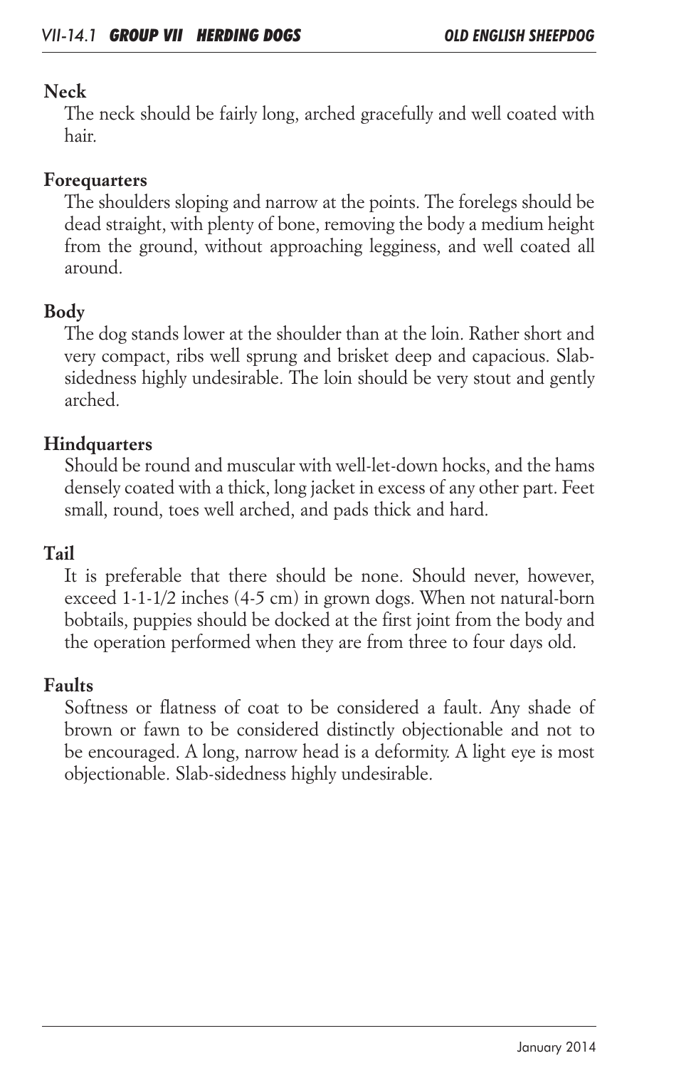## Neck

The neck should be fairly long, arched gracefully and well coated with hair.

## Forequarters

The shoulders sloping and narrow at the points. The forelegs should be dead straight, with plenty of bone, removing the body a medium height from the ground, without approaching legginess, and well coated all around.

## Body

The dog stands lower at the shoulder than at the loin. Rather short and very compact, ribs well sprung and brisket deep and capacious. Slab-sidedness highly undesirable. The loin should be very stout and gently arched.

## Hindquarters

Should be round and muscular with well-let-down hocks, and the hams densely coated with a thick, long jacket in excess of any other part. Feet small, round, toes well arched, and pads thick and hard.

## Tail

It is preferable that there should be none. Should never, however, exceed 1-1-1/2 inches (4-5 cm) in grown dogs. When not natural-born bobtails, puppies should be docked at the first joint from the body and the operation performed when they are from three to four days old.

## Faults

Softness or flatness of coat to be considered a fault. Any shade of brown or fawn to be considered distinctly objectionable and not to be encouraged. A long, narrow head is a deformity. A light eye is most objectionable. Slab-sidedness highly undesirable.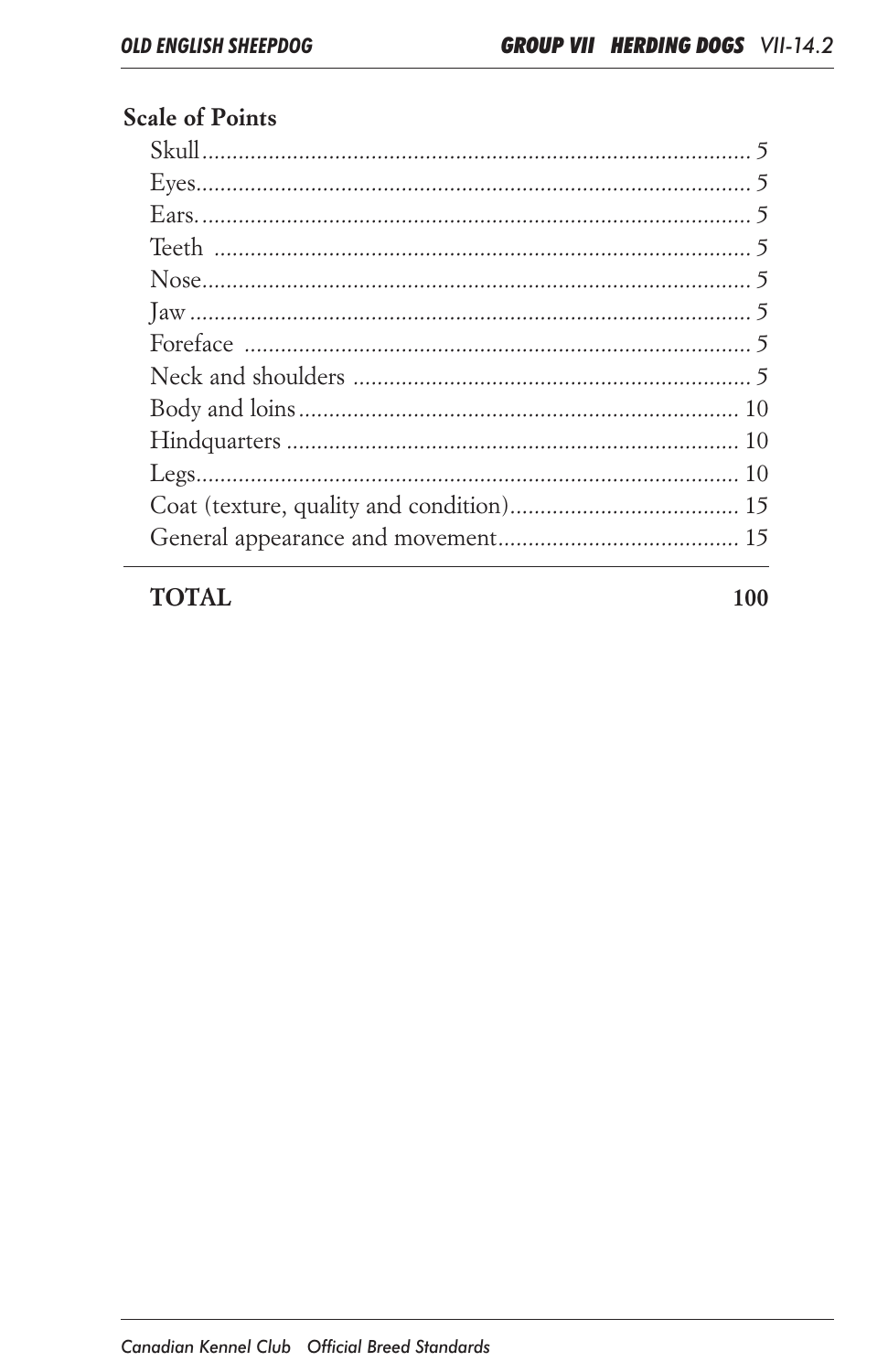## Scale of Points

| | |
|---|---|
| Skull | 5 |
| Eyes | 5 |
| Ears | 5 |
| Teeth | 5 |
| Nose | 5 |
| Jaw | 5 |
| Foreface | 5 |
| Neck and shoulders | 5 |
| Body and loins | 10 |
| Hindquarters | 10 |
| Legs | 10 |
| Coat (texture, quality and condition) | 15 |
| General appearance and movement | 15 |
| **TOTAL** | **100** |